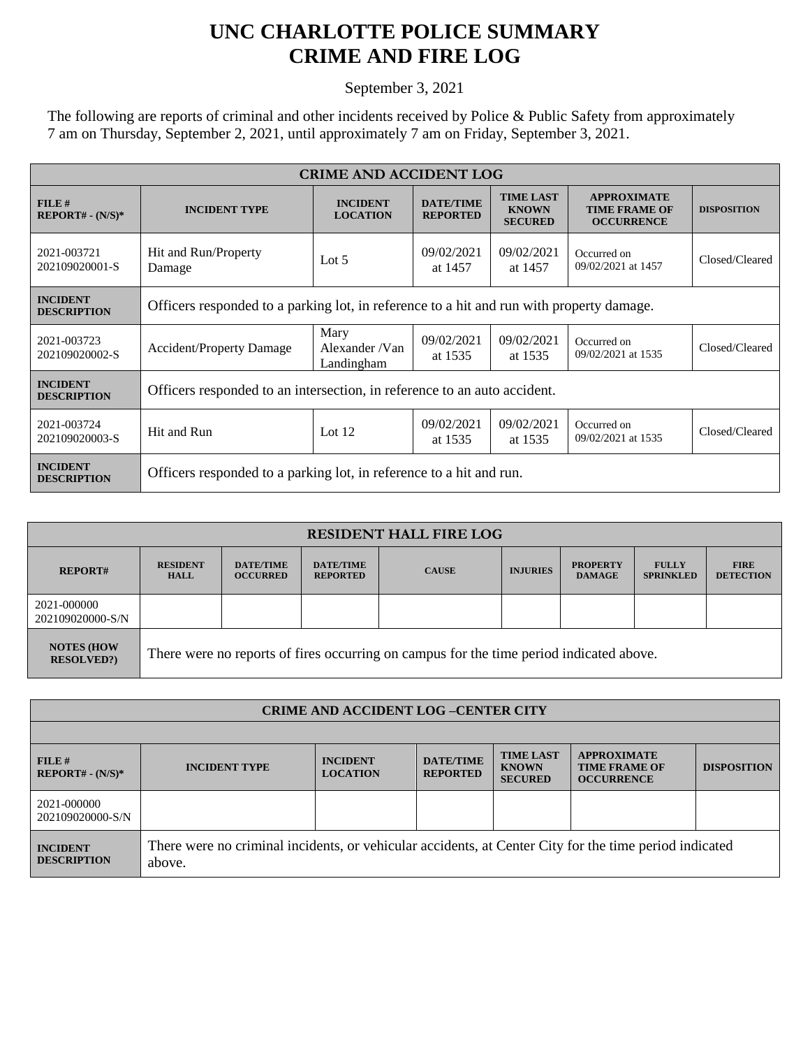# UNC CHARLOTTE POLICE SUMMARY
# CRIME AND FIRE LOG

September 3, 2021

The following are reports of criminal and other incidents received by Police & Public Safety from approximately 7 am on Thursday, September 2, 2021, until approximately 7 am on Friday, September 3, 2021.

| CRIME AND ACCIDENT LOG | | | | | | |
|---|---|---|---|---|---|---|
| **FILE # REPORT# - (N/S)*** | **INCIDENT TYPE** | **INCIDENT LOCATION** | **DATE/TIME REPORTED** | **TIME LAST KNOWN SECURED** | **APPROXIMATE TIME FRAME OF OCCURRENCE** | **DISPOSITION** |
| 2021-003721 202109020001-S | Hit and Run/Property Damage | Lot 5 | 09/02/2021 at 1457 | 09/02/2021 at 1457 | Occurred on 09/02/2021 at 1457 | Closed/Cleared |
| **INCIDENT DESCRIPTION** | Officers responded to a parking lot, in reference to a hit and run with property damage. | | | | | |
| 2021-003723 202109020002-S | Accident/Property Damage | Mary Alexander /Van Landingham | 09/02/2021 at 1535 | 09/02/2021 at 1535 | Occurred on 09/02/2021 at 1535 | Closed/Cleared |
| **INCIDENT DESCRIPTION** | Officers responded to an intersection, in reference to an auto accident. | | | | | |
| 2021-003724 202109020003-S | Hit and Run | Lot 12 | 09/02/2021 at 1535 | 09/02/2021 at 1535 | Occurred on 09/02/2021 at 1535 | Closed/Cleared |
| **INCIDENT DESCRIPTION** | Officers responded to a parking lot, in reference to a hit and run. | | | | | |

| RESIDENT HALL FIRE LOG | | | | | | | | |
|---|---|---|---|---|---|---|---|---|
| **REPORT#** | **RESIDENT HALL** | **DATE/TIME OCCURRED** | **DATE/TIME REPORTED** | **CAUSE** | **INJURIES** | **PROPERTY DAMAGE** | **FULLY SPRINKLED** | **FIRE DETECTION** |
| 2021-000000 202109020000-S/N | | | | | | | | |
| **NOTES (HOW RESOLVED?)** | There were no reports of fires occurring on campus for the time period indicated above. | | | | | | | |

| CRIME AND ACCIDENT LOG –CENTER CITY | | | | | | |
|---|---|---|---|---|---|---|
| **FILE # REPORT# - (N/S)*** | **INCIDENT TYPE** | **INCIDENT LOCATION** | **DATE/TIME REPORTED** | **TIME LAST KNOWN SECURED** | **APPROXIMATE TIME FRAME OF OCCURRENCE** | **DISPOSITION** |
| 2021-000000 202109020000-S/N | | | | | | |
| **INCIDENT DESCRIPTION** | There were no criminal incidents, or vehicular accidents, at Center City for the time period indicated above. | | | | | |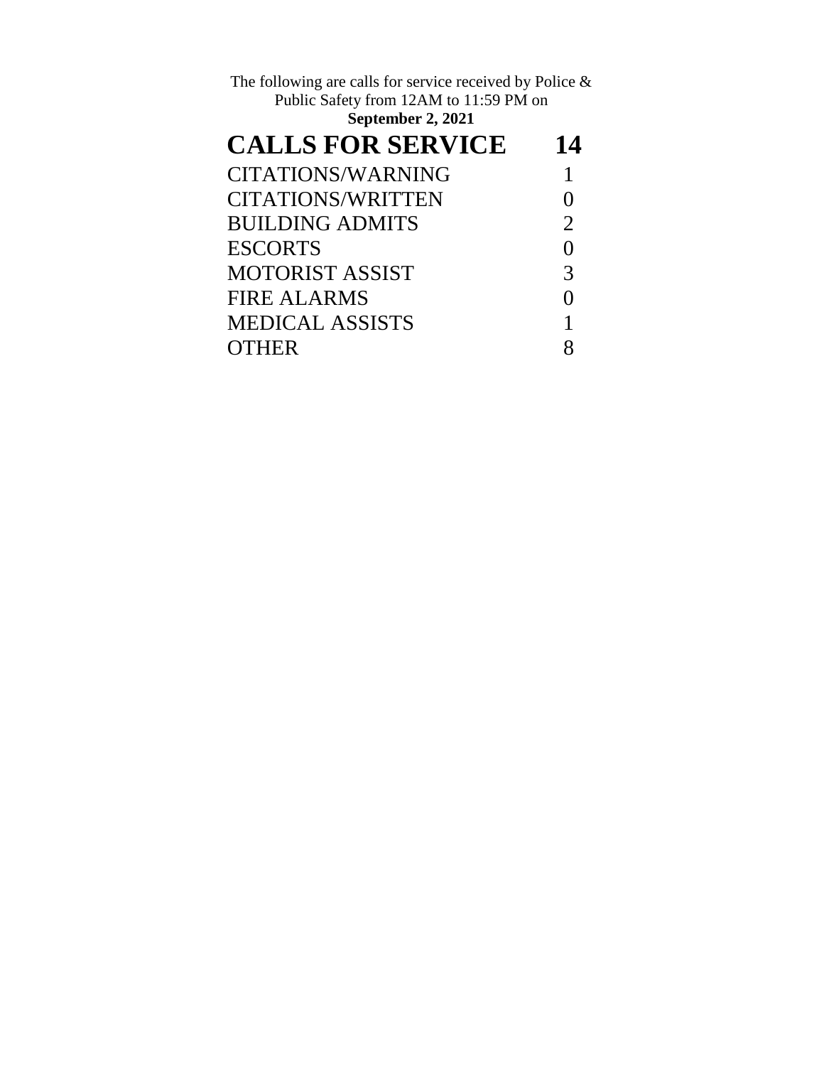The following are calls for service received by Police & Public Safety from 12AM to 11:59 PM on

**September 2, 2021**

| | |
|---|---|
| **CALLS FOR SERVICE** | **14** |
| CITATIONS/WARNING | 1 |
| CITATIONS/WRITTEN | 0 |
| BUILDING ADMITS | 2 |
| ESCORTS | 0 |
| MOTORIST ASSIST | 3 |
| FIRE ALARMS | 0 |
| MEDICAL ASSISTS | 1 |
| OTHER | 8 |